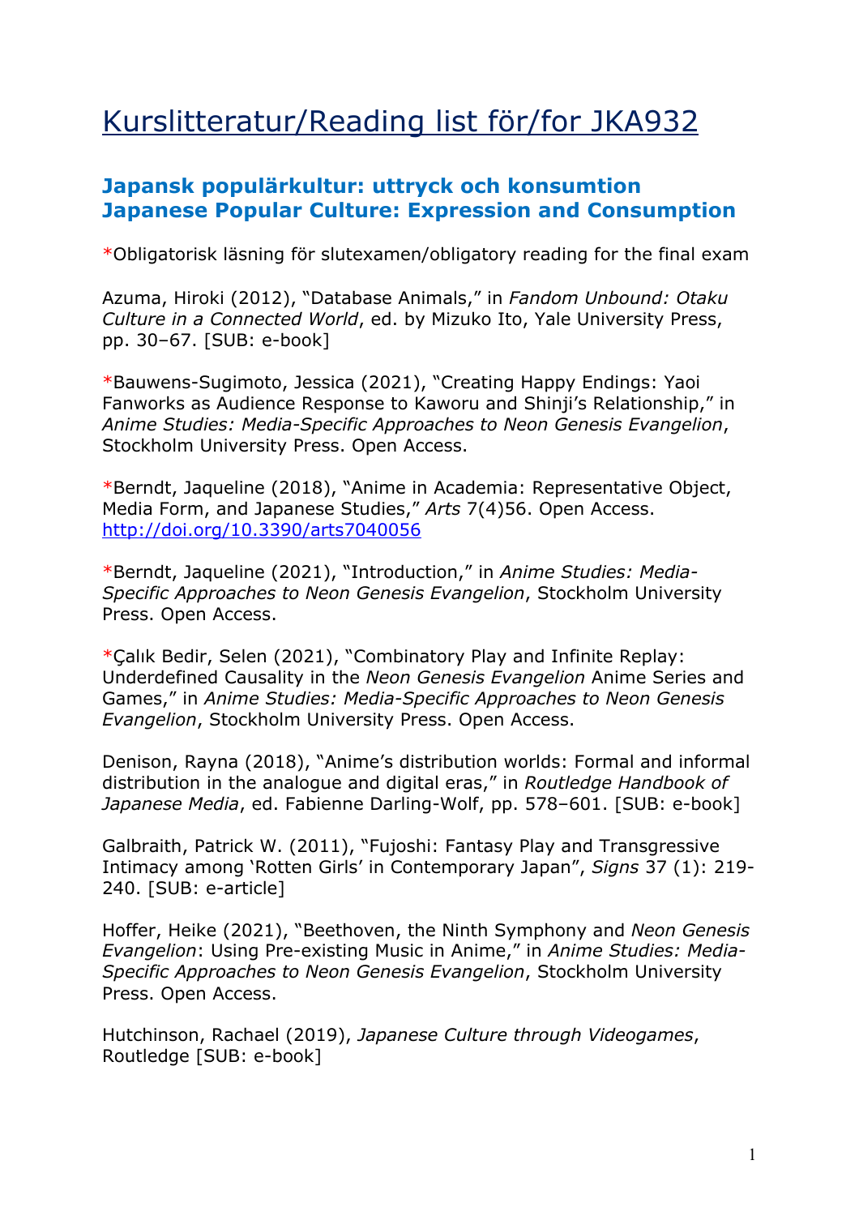# Kurslitteratur/Reading list för/for JKA932

## Japansk populärkultur: uttryck och konsumtion Japanese Popular Culture: Expression and Consumption

*Obligatorisk läsning för slutexamen/obligatory reading for the final exam

Azuma, Hiroki (2012), "Database Animals," in *Fandom Unbound: Otaku Culture in a Connected World*, ed. by Mizuko Ito, Yale University Press, pp. 30–67. [SUB: e-book]

*Bauwens-Sugimoto, Jessica (2021), "Creating Happy Endings: Yaoi Fanworks as Audience Response to Kaworu and Shinji's Relationship," in *Anime Studies: Media-Specific Approaches to Neon Genesis Evangelion*, Stockholm University Press. Open Access.

*Berndt, Jaqueline (2018), "Anime in Academia: Representative Object, Media Form, and Japanese Studies," *Arts* 7(4)56. Open Access. http://doi.org/10.3390/arts7040056

*Berndt, Jaqueline (2021), "Introduction," in *Anime Studies: Media-Specific Approaches to Neon Genesis Evangelion*, Stockholm University Press. Open Access.

*Çalık Bedir, Selen (2021), "Combinatory Play and Infinite Replay: Underdefined Causality in the *Neon Genesis Evangelion* Anime Series and Games," in *Anime Studies: Media-Specific Approaches to Neon Genesis Evangelion*, Stockholm University Press. Open Access.

Denison, Rayna (2018), "Anime's distribution worlds: Formal and informal distribution in the analogue and digital eras," in *Routledge Handbook of Japanese Media*, ed. Fabienne Darling-Wolf, pp. 578–601. [SUB: e-book]

Galbraith, Patrick W. (2011), "Fujoshi: Fantasy Play and Transgressive Intimacy among 'Rotten Girls' in Contemporary Japan", *Signs* 37 (1): 219-240. [SUB: e-article]

Hoffer, Heike (2021), "Beethoven, the Ninth Symphony and *Neon Genesis Evangelion*: Using Pre-existing Music in Anime," in *Anime Studies: Media-Specific Approaches to Neon Genesis Evangelion*, Stockholm University Press. Open Access.

Hutchinson, Rachael (2019), *Japanese Culture through Videogames*, Routledge [SUB: e-book]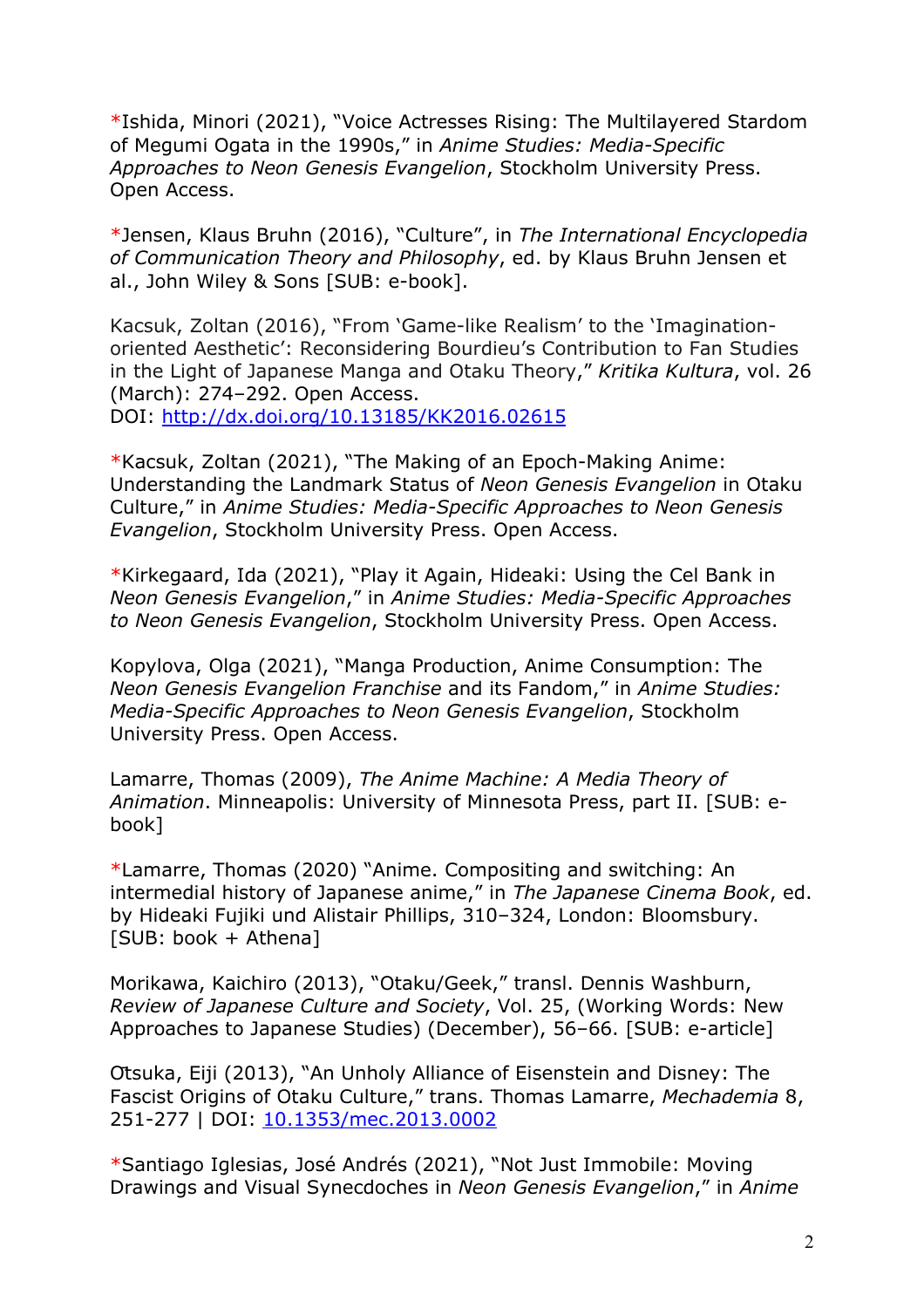*Ishida, Minori (2021), "Voice Actresses Rising: The Multilayered Stardom of Megumi Ogata in the 1990s," in *Anime Studies: Media-Specific Approaches to Neon Genesis Evangelion*, Stockholm University Press. Open Access.

*Jensen, Klaus Bruhn (2016), "Culture", in *The International Encyclopedia of Communication Theory and Philosophy*, ed. by Klaus Bruhn Jensen et al., John Wiley & Sons [SUB: e-book].

Kacsuk, Zoltan (2016), "From 'Game-like Realism' to the 'Imagination-oriented Aesthetic': Reconsidering Bourdieu's Contribution to Fan Studies in the Light of Japanese Manga and Otaku Theory," *Kritika Kultura*, vol. 26 (March): 274–292. Open Access.
DOI: http://dx.doi.org/10.13185/KK2016.02615

*Kacsuk, Zoltan (2021), "The Making of an Epoch-Making Anime: Understanding the Landmark Status of *Neon Genesis Evangelion* in Otaku Culture," in *Anime Studies: Media-Specific Approaches to Neon Genesis Evangelion*, Stockholm University Press. Open Access.

*Kirkegaard, Ida (2021), "Play it Again, Hideaki: Using the Cel Bank in *Neon Genesis Evangelion*," in *Anime Studies: Media-Specific Approaches to Neon Genesis Evangelion*, Stockholm University Press. Open Access.

Kopylova, Olga (2021), "Manga Production, Anime Consumption: The *Neon Genesis Evangelion Franchise* and its Fandom," in *Anime Studies: Media-Specific Approaches to Neon Genesis Evangelion*, Stockholm University Press. Open Access.

Lamarre, Thomas (2009), *The Anime Machine: A Media Theory of Animation*. Minneapolis: University of Minnesota Press, part II. [SUB: e-book]

*Lamarre, Thomas (2020) "Anime. Compositing and switching: An intermedial history of Japanese anime," in *The Japanese Cinema Book*, ed. by Hideaki Fujiki und Alistair Phillips, 310–324, London: Bloomsbury. [SUB: book + Athena]

Morikawa, Kaichiro (2013), "Otaku/Geek," transl. Dennis Washburn, *Review of Japanese Culture and Society*, Vol. 25, (Working Words: New Approaches to Japanese Studies) (December), 56–66. [SUB: e-article]

Ōtsuka, Eiji (2013), "An Unholy Alliance of Eisenstein and Disney: The Fascist Origins of Otaku Culture," trans. Thomas Lamarre, *Mechademia* 8, 251-277 | DOI: 10.1353/mec.2013.0002

*Santiago Iglesias, José Andrés (2021), "Not Just Immobile: Moving Drawings and Visual Synecdoches in *Neon Genesis Evangelion*," in *Anime*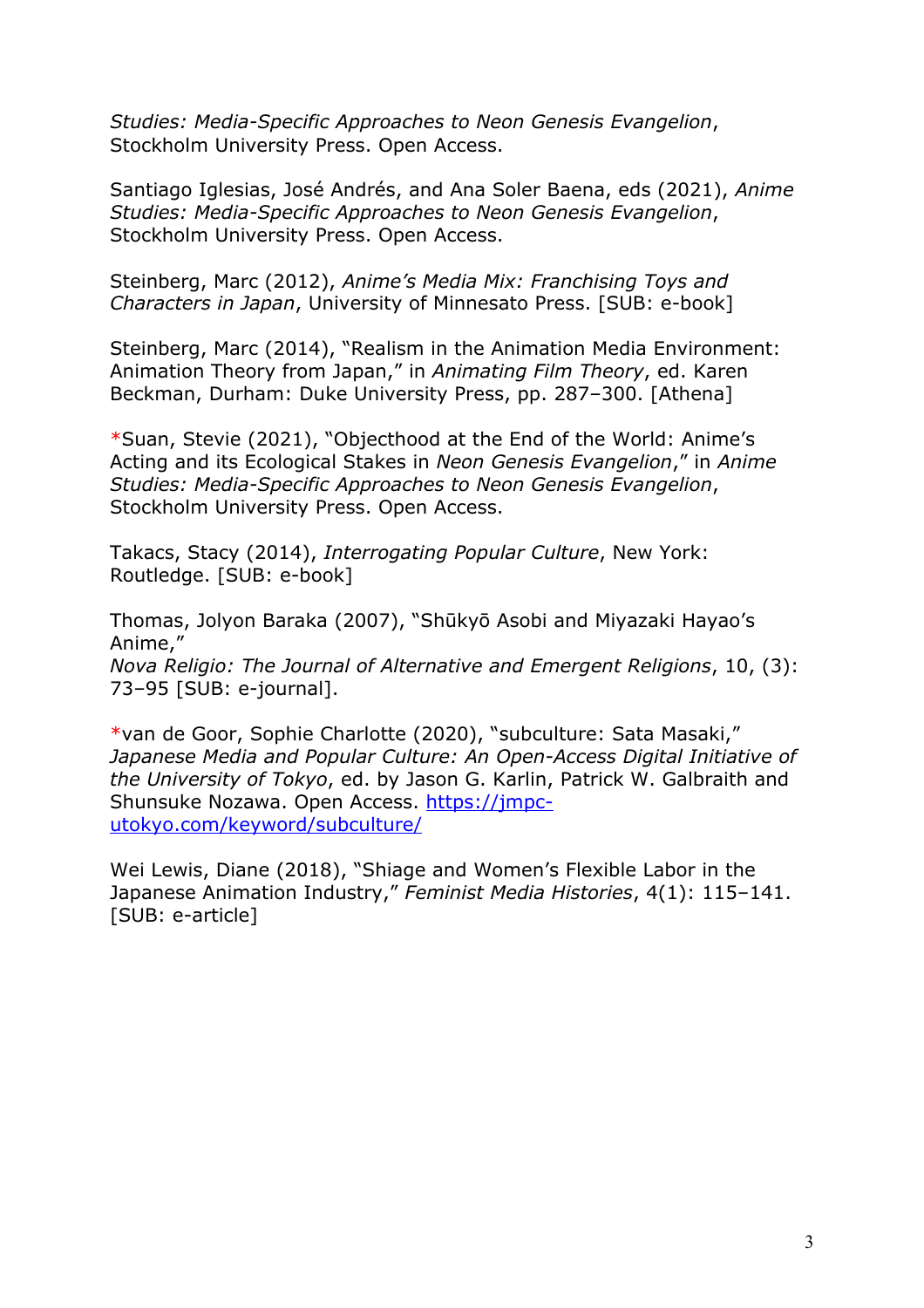*Studies: Media-Specific Approaches to Neon Genesis Evangelion*, Stockholm University Press. Open Access.

Santiago Iglesias, José Andrés, and Ana Soler Baena, eds (2021), *Anime Studies: Media-Specific Approaches to Neon Genesis Evangelion*, Stockholm University Press. Open Access.

Steinberg, Marc (2012), *Anime's Media Mix: Franchising Toys and Characters in Japan*, University of Minnesato Press. [SUB: e-book]

Steinberg, Marc (2014), "Realism in the Animation Media Environment: Animation Theory from Japan," in *Animating Film Theory*, ed. Karen Beckman, Durham: Duke University Press, pp. 287–300. [Athena]

*Suan, Stevie (2021), "Objecthood at the End of the World: Anime's Acting and its Ecological Stakes in *Neon Genesis Evangelion*," in *Anime Studies: Media-Specific Approaches to Neon Genesis Evangelion*, Stockholm University Press. Open Access.

Takacs, Stacy (2014), *Interrogating Popular Culture*, New York: Routledge. [SUB: e-book]

Thomas, Jolyon Baraka (2007), "Shūkyō Asobi and Miyazaki Hayao's Anime," *Nova Religio: The Journal of Alternative and Emergent Religions*, 10, (3): 73–95 [SUB: e-journal].

*van de Goor, Sophie Charlotte (2020), "subculture: Sata Masaki," *Japanese Media and Popular Culture: An Open-Access Digital Initiative of the University of Tokyo*, ed. by Jason G. Karlin, Patrick W. Galbraith and Shunsuke Nozawa. Open Access. [https://jmpc-utokyo.com/keyword/subculture/](https://jmpc-utokyo.com/keyword/subculture/)

Wei Lewis, Diane (2018), "Shiage and Women's Flexible Labor in the Japanese Animation Industry," *Feminist Media Histories*, 4(1): 115–141. [SUB: e-article]